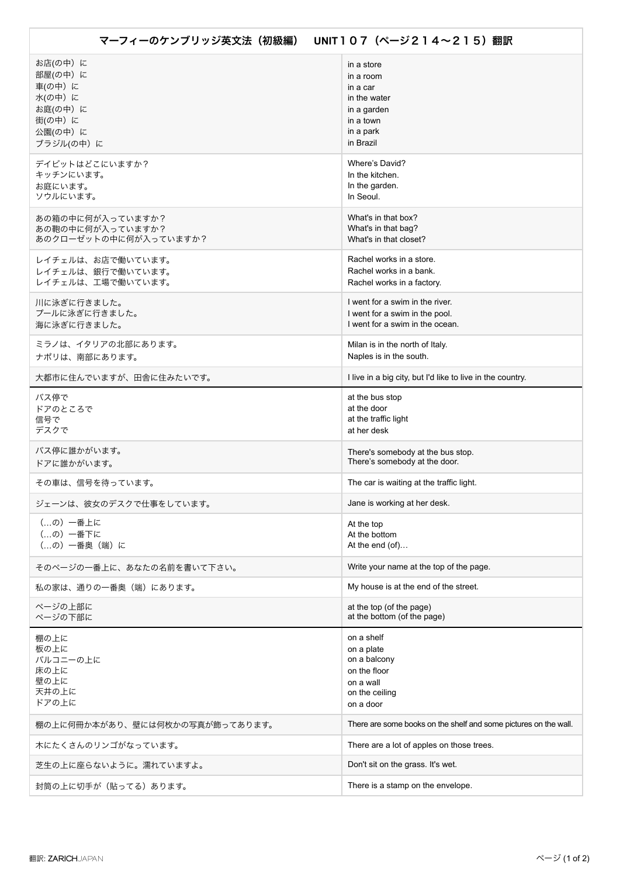# マーフィーのケンブリッジ英文法（初級編）　UNIT１０７（ページ２１４〜２１５）翻訳

| | |
|---|---|
| お店(の中）に<br>部屋(の中）に<br>車(の中）に<br>水(の中）に<br>お庭(の中）に<br>街(の中）に<br>公園(の中）に<br>ブラジル(の中）に | in a store<br>in a room<br>in a car<br>in the water<br>in a garden<br>in a town<br>in a park<br>in Brazil |
| デイビットはどこにいますか？<br>キッチンにいます。<br>お庭にいます。<br>ソウルにいます。 | Where's David?<br>In the kitchen.<br>In the garden.<br>In Seoul. |
| あの箱の中に何が入っていますか？<br>あの鞄の中に何が入っていますか？<br>あのクローゼットの中に何が入っていますか？ | What's in that box?<br>What's in that bag?<br>What's in that closet? |
| レイチェルは、お店で働いています。<br>レイチェルは、銀行で働いています。<br>レイチェルは、工場で働いています。 | Rachel works in a store.<br>Rachel works in a bank.<br>Rachel works in a factory. |
| 川に泳ぎに行きました。<br>プールに泳ぎに行きました。<br>海に泳ぎに行きました。 | I went for a swim in the river.<br>I went for a swim in the pool.<br>I went for a swim in the ocean. |
| ミラノは、イタリアの北部にあります。<br>ナポリは、南部にあります。 | Milan is in the north of Italy.<br>Naples is in the south. |
| 大都市に住んでいますが、田舎に住みたいです。 | I live in a big city, but I'd like to live in the country. |
| バス停で<br>ドアのところで<br>信号で<br>デスクで | at the bus stop<br>at the door<br>at the traffic light<br>at her desk |
| バス停に誰かがいます。<br>ドアに誰かがいます。 | There's somebody at the bus stop.<br>There's somebody at the door. |
| その車は、信号を待っています。 | The car is waiting at the traffic light. |
| ジェーンは、彼女のデスクで仕事をしています。 | Jane is working at her desk. |
| （…の）一番上に<br>（…の）一番下に<br>（…の）一番奥（端）に | At the top<br>At the bottom<br>At the end (of)… |
| そのページの一番上に、あなたの名前を書いて下さい。 | Write your name at the top of the page. |
| 私の家は、通りの一番奥（端）にあります。 | My house is at the end of the street. |
| ページの上部に<br>ページの下部に | at the top (of the page)<br>at the bottom (of the page) |
| 棚の上に<br>板の上に<br>バルコニーの上に<br>床の上に<br>壁の上に<br>天井の上に<br>ドアの上に | on a shelf<br>on a plate<br>on a balcony<br>on the floor<br>on a wall<br>on the ceiling<br>on a door |
| 棚の上に何冊か本があり、壁には何枚かの写真が飾ってあります。 | There are some books on the shelf and some pictures on the wall. |
| 木にたくさんのリンゴがなっています。 | There are a lot of apples on those trees. |
| 芝生の上に座らないように。濡れていますよ。 | Don't sit on the grass. It's wet. |
| 封筒の上に切手が（貼ってる）あります。 | There is a stamp on the envelope. |

翻訳: ZARICHJAPAN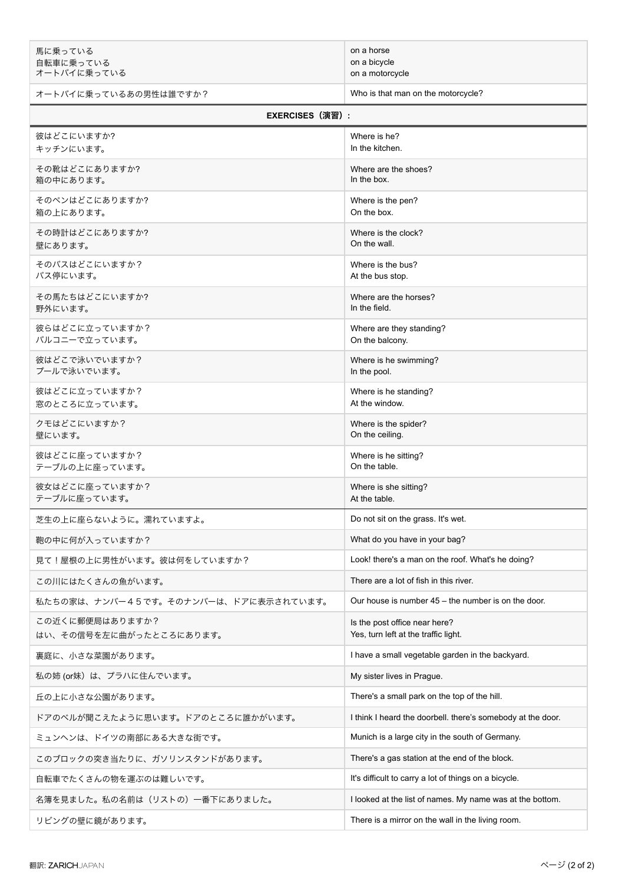| | |
|---|---|
| 馬に乗っている<br>自転車に乗っている<br>オートバイに乗っている | on a horse<br>on a bicycle<br>on a motorcycle |
| オートバイに乗っているあの男性は誰ですか？ | Who is that man on the motorcycle? |
| **EXERCISES（演習）:** | |
| 彼はどこにいますか?<br>キッチンにいます。 | Where is he?<br>In the kitchen. |
| その靴はどこにありますか?<br>箱の中にあります。 | Where are the shoes?<br>In the box. |
| そのペンはどこにありますか?<br>箱の上にあります。 | Where is the pen?<br>On the box. |
| その時計はどこにありますか?<br>壁にあります。 | Where is the clock?<br>On the wall. |
| そのバスはどこにいますか？<br>バス停にいます。 | Where is the bus?<br>At the bus stop. |
| その馬たちはどこにいますか?<br>野外にいます。 | Where are the horses?<br>In the field. |
| 彼らはどこに立っていますか？<br>バルコニーで立っています。 | Where are they standing?<br>On the balcony. |
| 彼はどこで泳いでいますか？<br>プールで泳いでいます。 | Where is he swimming?<br>In the pool. |
| 彼はどこに立っていますか？<br>窓のところに立っています。 | Where is he standing?<br>At the window. |
| クモはどこにいますか？<br>壁にいます。 | Where is the spider?<br>On the ceiling. |
| 彼はどこに座っていますか？<br>テーブルの上に座っています。 | Where is he sitting?<br>On the table. |
| 彼女はどこに座っていますか？<br>テーブルに座っています。 | Where is she sitting?<br>At the table. |
| 芝生の上に座らないように。濡れていますよ。 | Do not sit on the grass. It's wet. |
| 鞄の中に何が入っていますか？ | What do you have in your bag? |
| 見て！屋根の上に男性がいます。彼は何をしていますか？ | Look! there's a man on the roof. What's he doing? |
| この川にはたくさんの魚がいます。 | There are a lot of fish in this river. |
| 私たちの家は、ナンバー４５です。そのナンバーは、ドアに表示されています。 | Our house is number 45 – the number is on the door. |
| この近くに郵便局はありますか？<br>はい、その信号を左に曲がったところにあります。 | Is the post office near here?<br>Yes, turn left at the traffic light. |
| 裏庭に、小さな菜園があります。 | I have a small vegetable garden in the backyard. |
| 私の姉 (or妹）は、プラハに住んでいます。 | My sister lives in Prague. |
| 丘の上に小さな公園があります。 | There's a small park on the top of the hill. |
| ドアのベルが聞こえたように思います。ドアのところに誰かがいます。 | I think I heard the doorbell. there's somebody at the door. |
| ミュンヘンは、ドイツの南部にある大きな街です。 | Munich is a large city in the south of Germany. |
| このブロックの突き当たりに、ガソリンスタンドがあります。 | There's a gas station at the end of the block. |
| 自転車でたくさんの物を運ぶのは難しいです。 | It's difficult to carry a lot of things on a bicycle. |
| 名簿を見ました。私の名前は（リストの）一番下にありました。 | I looked at the list of names. My name was at the bottom. |
| リビングの壁に鏡があります。 | There is a mirror on the wall in the living room. |

翻訳: ZARICHJAPAN